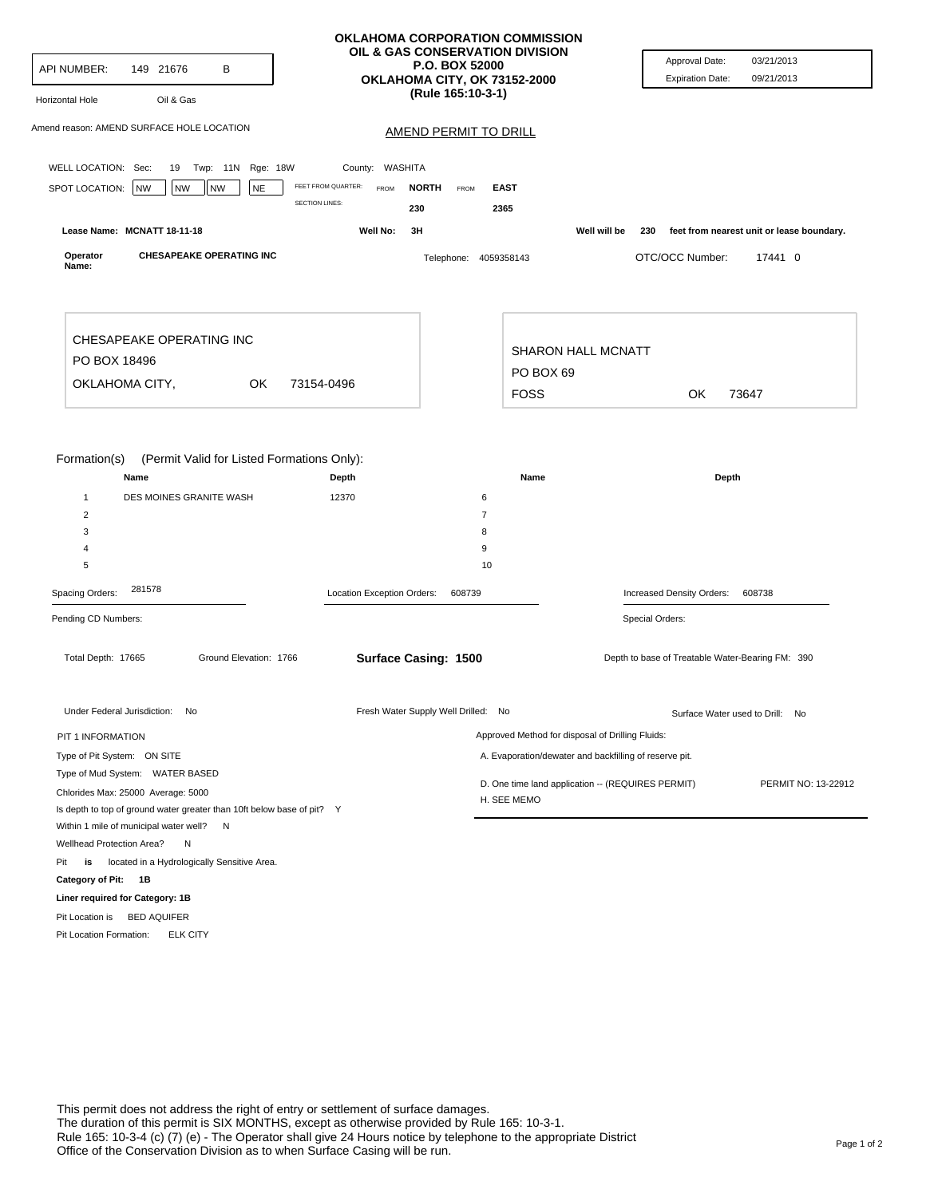API NUMBER: 149 21676 B

Horizontal Hole Oil & Gas

# OKLAHOMA CORPORATION COMMISSION
## OIL & GAS CONSERVATION DIVISION
P.O. BOX 52000
OKLAHOMA CITY, OK 73152-2000
(Rule 165:10-3-1)

Approval Date: 03/21/2013
Expiration Date: 09/21/2013

Amend reason: AMEND SURFACE HOLE LOCATION

## AMEND PERMIT TO DRILL

WELL LOCATION: Sec: 19 Twp: 11N Rge: 18W County: WASHITA

SPOT LOCATION: NW NW NW NE

FEET FROM QUARTER: FROM NORTH FROM EAST
SECTION LINES: 230 2365

Lease Name: MCNATT 18-11-18 Well No: 3H Well will be 230 feet from nearest unit or lease boundary.

Operator Name: CHESAPEAKE OPERATING INC Telephone: 4059358143 OTC/OCC Number: 17441 0

CHESAPEAKE OPERATING INC
PO BOX 18496
OKLAHOMA CITY, OK 73154-0496

SHARON HALL MCNATT
PO BOX 69
FOSS OK 73647

Formation(s) (Permit Valid for Listed Formations Only):

| | Name | Depth | | Name | Depth |
|---|---|---|---|---|---|
| 1 | DES MOINES GRANITE WASH | 12370 | 6 | | |
| 2 | | | 7 | | |
| 3 | | | 8 | | |
| 4 | | | 9 | | |
| 5 | | | 10 | | |

Spacing Orders: 281578 Location Exception Orders: 608739 Increased Density Orders: 608738

Pending CD Numbers: Special Orders:

Total Depth: 17665 Ground Elevation: 1766 **Surface Casing: 1500** Depth to base of Treatable Water-Bearing FM: 390

Under Federal Jurisdiction: No Fresh Water Supply Well Drilled: No Surface Water used to Drill: No

PIT 1 INFORMATION

Type of Pit System: ON SITE

Type of Mud System: WATER BASED

Chlorides Max: 25000 Average: 5000

Is depth to top of ground water greater than 10ft below base of pit? Y

Within 1 mile of municipal water well? N

Wellhead Protection Area? N

Pit **is** located in a Hydrologically Sensitive Area.

**Category of Pit: 1B**

**Liner required for Category: 1B**

Pit Location is BED AQUIFER

Pit Location Formation: ELK CITY

Approved Method for disposal of Drilling Fluids:

A. Evaporation/dewater and backfilling of reserve pit.

D. One time land application -- (REQUIRES PERMIT) PERMIT NO: 13-22912

H. SEE MEMO

This permit does not address the right of entry or settlement of surface damages.
The duration of this permit is SIX MONTHS, except as otherwise provided by Rule 165: 10-3-1.
Rule 165: 10-3-4 (c) (7) (e) - The Operator shall give 24 Hours notice by telephone to the appropriate District Office of the Conservation Division as to when Surface Casing will be run.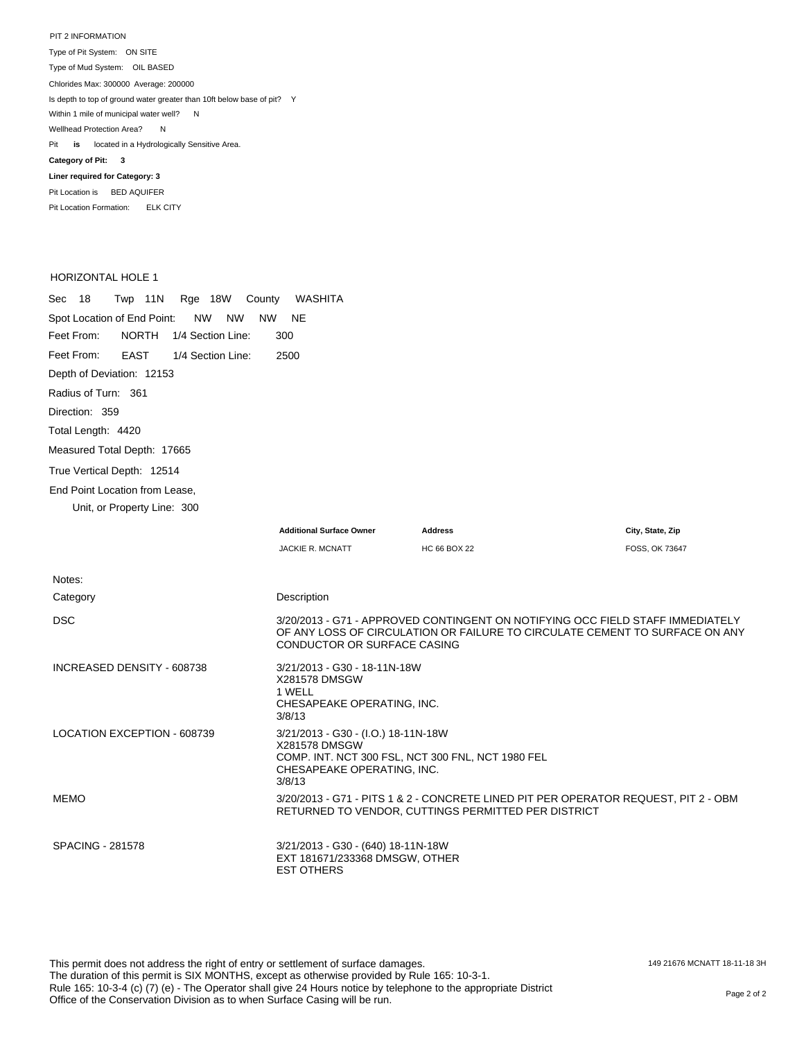PIT 2 INFORMATION

Type of Pit System: ON SITE

Type of Mud System: OIL BASED

Chlorides Max: 300000 Average: 200000

Is depth to top of ground water greater than 10ft below base of pit? Y

Within 1 mile of municipal water well? N

Wellhead Protection Area? N

Pit **is** located in a Hydrologically Sensitive Area.

**Category of Pit: 3**

**Liner required for Category: 3**

Pit Location is BED AQUIFER

Pit Location Formation: ELK CITY

HORIZONTAL HOLE 1

Sec 18 Twp 11N Rge 18W County WASHITA

Spot Location of End Point: NW NW NW NE

Feet From: NORTH 1/4 Section Line: 300

Feet From: EAST 1/4 Section Line: 2500

Depth of Deviation: 12153

Radius of Turn: 361

Direction: 359

Total Length: 4420

Measured Total Depth: 17665

True Vertical Depth: 12514

End Point Location from Lease, Unit, or Property Line: 300

| Additional Surface Owner | Address | City, State, Zip |
|---|---|---|
| JACKIE R. MCNATT | HC 66 BOX 22 | FOSS, OK 73647 |

Notes:

| Category | Description |
|---|---|
| DSC | 3/20/2013 - G71 - APPROVED CONTINGENT ON NOTIFYING OCC FIELD STAFF IMMEDIATELY OF ANY LOSS OF CIRCULATION OR FAILURE TO CIRCULATE CEMENT TO SURFACE ON ANY CONDUCTOR OR SURFACE CASING |
| INCREASED DENSITY - 608738 | 3/21/2013 - G30 - 18-11N-18W X281578 DMSGW 1 WELL CHESAPEAKE OPERATING, INC. 3/8/13 |
| LOCATION EXCEPTION - 608739 | 3/21/2013 - G30 - (I.O.) 18-11N-18W X281578 DMSGW COMP. INT. NCT 300 FSL, NCT 300 FNL, NCT 1980 FEL CHESAPEAKE OPERATING, INC. 3/8/13 |
| MEMO | 3/20/2013 - G71 - PITS 1 & 2 - CONCRETE LINED PIT PER OPERATOR REQUEST, PIT 2 - OBM RETURNED TO VENDOR, CUTTINGS PERMITTED PER DISTRICT |
| SPACING - 281578 | 3/21/2013 - G30 - (640) 18-11N-18W EXT 181671/233368 DMSGW, OTHER EST OTHERS |

This permit does not address the right of entry or settlement of surface damages.
The duration of this permit is SIX MONTHS, except as otherwise provided by Rule 165: 10-3-1.
Rule 165: 10-3-4 (c) (7) (e) - The Operator shall give 24 Hours notice by telephone to the appropriate District Office of the Conservation Division as to when Surface Casing will be run.

149 21676 MCNATT 18-11-18 3H